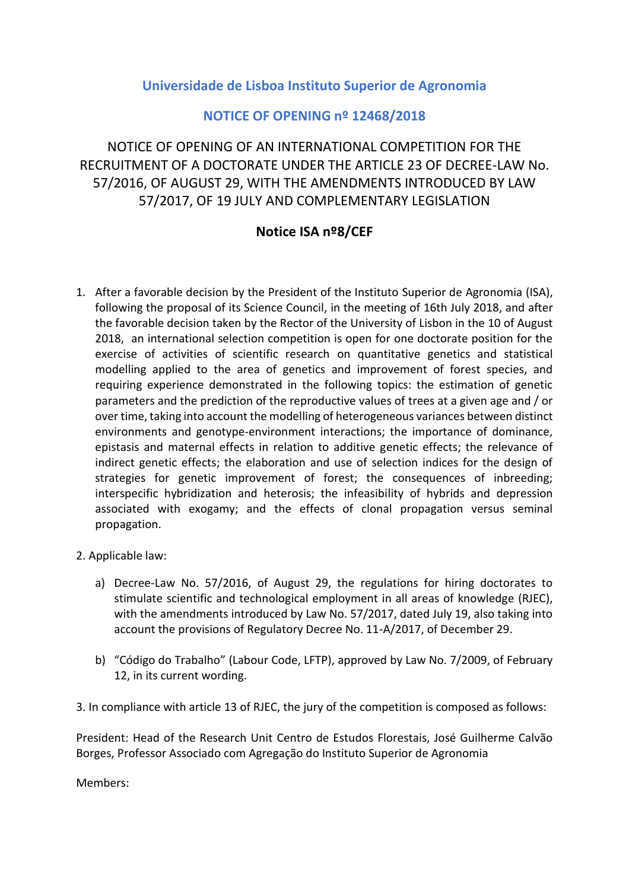## Universidade de Lisboa Instituto Superior de Agronomia

## NOTICE OF OPENING nº 12468/2018

NOTICE OF OPENING OF AN INTERNATIONAL COMPETITION FOR THE RECRUITMENT OF A DOCTORATE UNDER THE ARTICLE 23 OF DECREE-LAW No. 57/2016, OF AUGUST 29, WITH THE AMENDMENTS INTRODUCED BY LAW 57/2017, OF 19 JULY AND COMPLEMENTARY LEGISLATION

### Notice ISA nº8/CEF

1. After a favorable decision by the President of the Instituto Superior de Agronomia (ISA), following the proposal of its Science Council, in the meeting of 16th July 2018, and after the favorable decision taken by the Rector of the University of Lisbon in the 10 of August 2018, an international selection competition is open for one doctorate position for the exercise of activities of scientific research on quantitative genetics and statistical modelling applied to the area of genetics and improvement of forest species, and requiring experience demonstrated in the following topics: the estimation of genetic parameters and the prediction of the reproductive values of trees at a given age and / or over time, taking into account the modelling of heterogeneous variances between distinct environments and genotype-environment interactions; the importance of dominance, epistasis and maternal effects in relation to additive genetic effects; the relevance of indirect genetic effects; the elaboration and use of selection indices for the design of strategies for genetic improvement of forest; the consequences of inbreeding; interspecific hybridization and heterosis; the infeasibility of hybrids and depression associated with exogamy; and the effects of clonal propagation versus seminal propagation.

2. Applicable law:

   a) Decree-Law No. 57/2016, of August 29, the regulations for hiring doctorates to stimulate scientific and technological employment in all areas of knowledge (RJEC), with the amendments introduced by Law No. 57/2017, dated July 19, also taking into account the provisions of Regulatory Decree No. 11-A/2017, of December 29.

   b) "Código do Trabalho" (Labour Code, LFTP), approved by Law No. 7/2009, of February 12, in its current wording.

3. In compliance with article 13 of RJEC, the jury of the competition is composed as follows:

President: Head of the Research Unit Centro de Estudos Florestais, José Guilherme Calvão Borges, Professor Associado com Agregação do Instituto Superior de Agronomia

Members: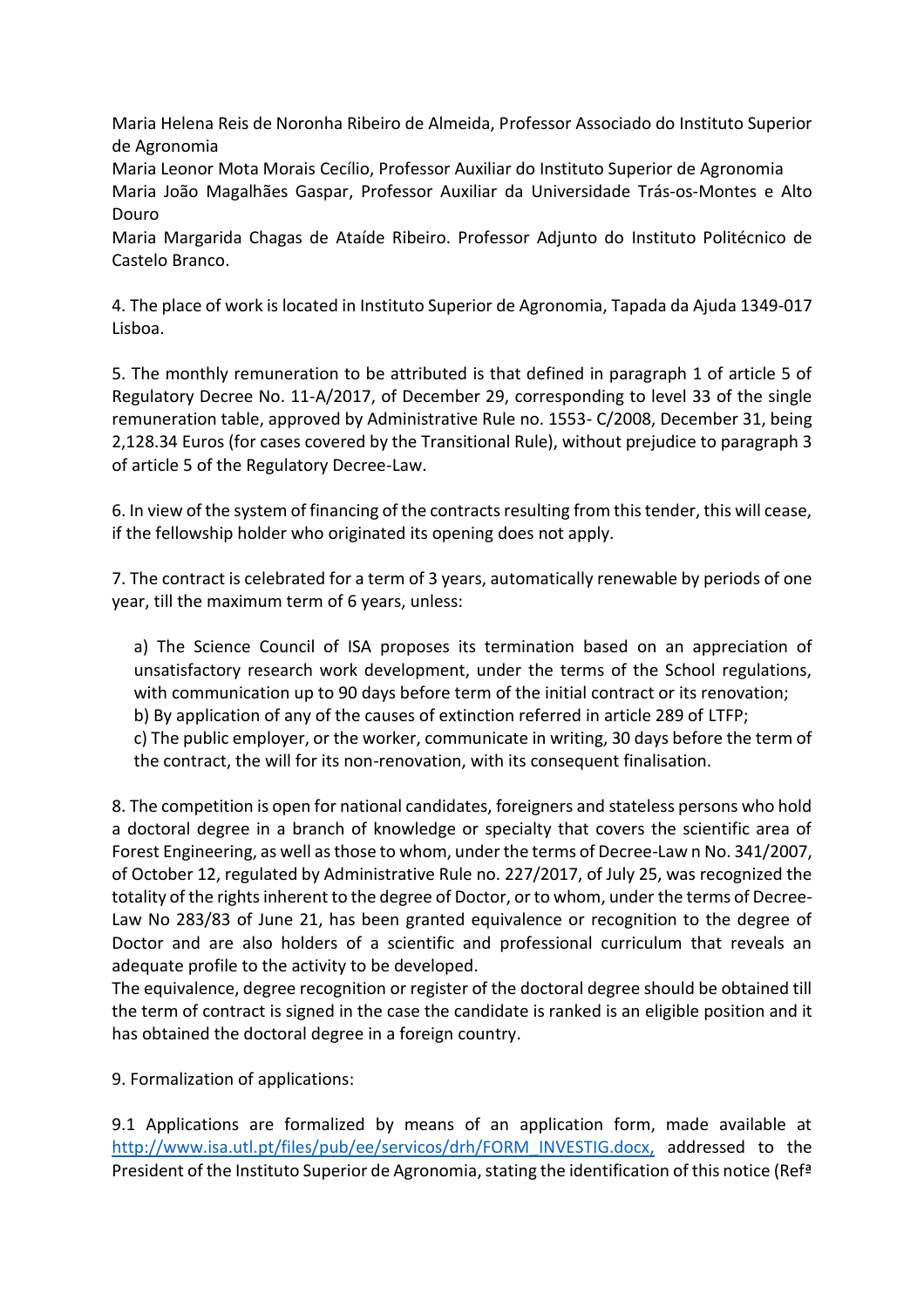Maria Helena Reis de Noronha Ribeiro de Almeida, Professor Associado do Instituto Superior de Agronomia
Maria Leonor Mota Morais Cecílio, Professor Auxiliar do Instituto Superior de Agronomia
Maria João Magalhães Gaspar, Professor Auxiliar da Universidade Trás-os-Montes e Alto Douro
Maria Margarida Chagas de Ataíde Ribeiro. Professor Adjunto do Instituto Politécnico de Castelo Branco.

4. The place of work is located in Instituto Superior de Agronomia, Tapada da Ajuda 1349-017 Lisboa.

5. The monthly remuneration to be attributed is that defined in paragraph 1 of article 5 of Regulatory Decree No. 11-A/2017, of December 29, corresponding to level 33 of the single remuneration table, approved by Administrative Rule no. 1553- C/2008, December 31, being 2,128.34 Euros (for cases covered by the Transitional Rule), without prejudice to paragraph 3 of article 5 of the Regulatory Decree-Law.

6. In view of the system of financing of the contracts resulting from this tender, this will cease, if the fellowship holder who originated its opening does not apply.

7. The contract is celebrated for a term of 3 years, automatically renewable by periods of one year, till the maximum term of 6 years, unless:

a) The Science Council of ISA proposes its termination based on an appreciation of unsatisfactory research work development, under the terms of the School regulations, with communication up to 90 days before term of the initial contract or its renovation;
b) By application of any of the causes of extinction referred in article 289 of LTFP;
c) The public employer, or the worker, communicate in writing, 30 days before the term of the contract, the will for its non-renovation, with its consequent finalisation.

8. The competition is open for national candidates, foreigners and stateless persons who hold a doctoral degree in a branch of knowledge or specialty that covers the scientific area of Forest Engineering, as well as those to whom, under the terms of Decree-Law n No. 341/2007, of October 12, regulated by Administrative Rule no. 227/2017, of July 25, was recognized the totality of the rights inherent to the degree of Doctor, or to whom, under the terms of Decree-Law No 283/83 of June 21, has been granted equivalence or recognition to the degree of Doctor and are also holders of a scientific and professional curriculum that reveals an adequate profile to the activity to be developed.
The equivalence, degree recognition or register of the doctoral degree should be obtained till the term of contract is signed in the case the candidate is ranked is an eligible position and it has obtained the doctoral degree in a foreign country.

9. Formalization of applications:

9.1 Applications are formalized by means of an application form, made available at http://www.isa.utl.pt/files/pub/ee/servicos/drh/FORM_INVESTIG.docx, addressed to the President of the Instituto Superior de Agronomia, stating the identification of this notice (Refª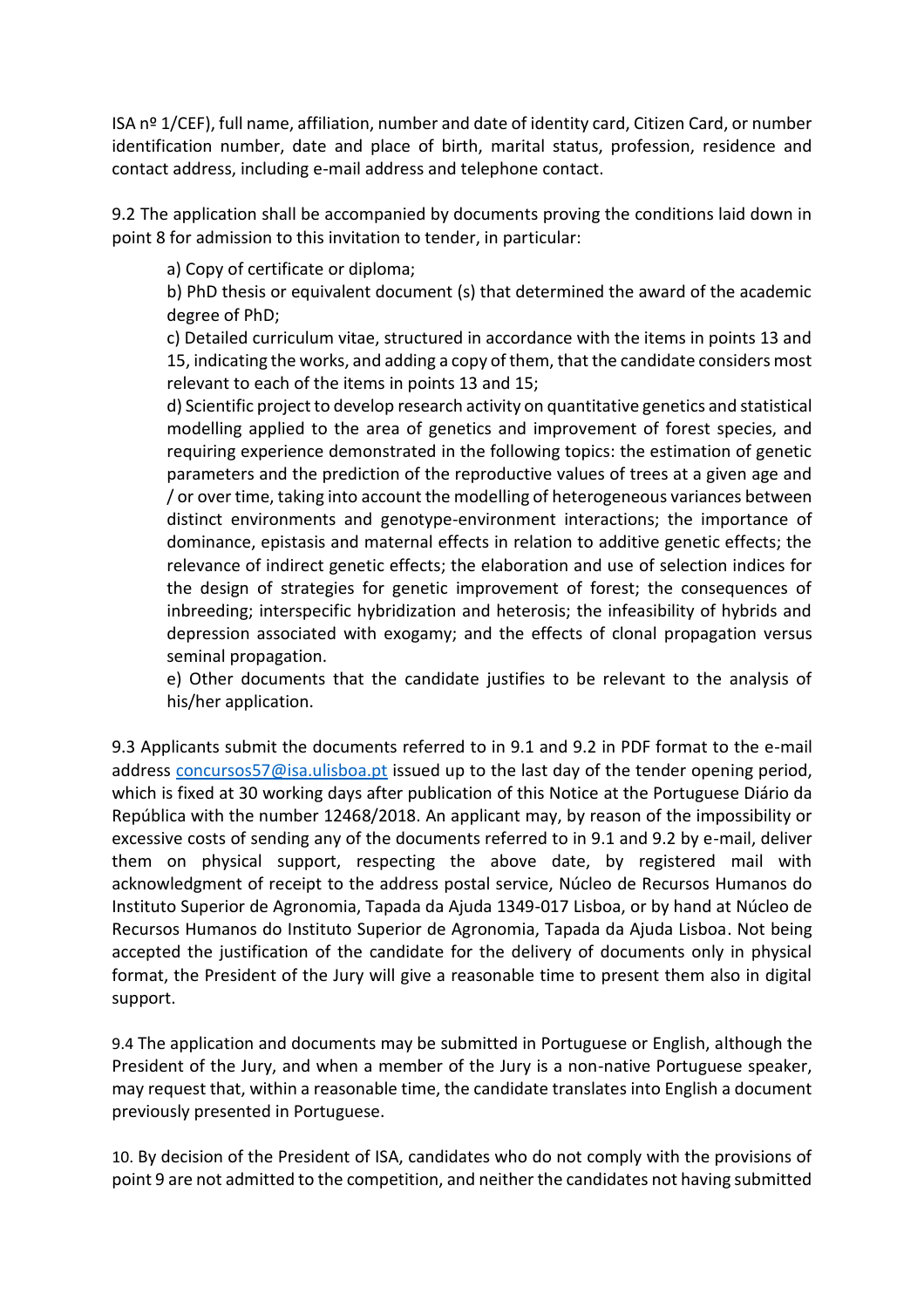ISA nº 1/CEF), full name, affiliation, number and date of identity card, Citizen Card, or number identification number, date and place of birth, marital status, profession, residence and contact address, including e-mail address and telephone contact.

9.2 The application shall be accompanied by documents proving the conditions laid down in point 8 for admission to this invitation to tender, in particular:

a) Copy of certificate or diploma;

b) PhD thesis or equivalent document (s) that determined the award of the academic degree of PhD;

c) Detailed curriculum vitae, structured in accordance with the items in points 13 and 15, indicating the works, and adding a copy of them, that the candidate considers most relevant to each of the items in points 13 and 15;

d) Scientific project to develop research activity on quantitative genetics and statistical modelling applied to the area of genetics and improvement of forest species, and requiring experience demonstrated in the following topics: the estimation of genetic parameters and the prediction of the reproductive values of trees at a given age and / or over time, taking into account the modelling of heterogeneous variances between distinct environments and genotype-environment interactions; the importance of dominance, epistasis and maternal effects in relation to additive genetic effects; the relevance of indirect genetic effects; the elaboration and use of selection indices for the design of strategies for genetic improvement of forest; the consequences of inbreeding; interspecific hybridization and heterosis; the infeasibility of hybrids and depression associated with exogamy; and the effects of clonal propagation versus seminal propagation.

e) Other documents that the candidate justifies to be relevant to the analysis of his/her application.

9.3 Applicants submit the documents referred to in 9.1 and 9.2 in PDF format to the e-mail address concursos57@isa.ulisboa.pt issued up to the last day of the tender opening period, which is fixed at 30 working days after publication of this Notice at the Portuguese Diário da República with the number 12468/2018. An applicant may, by reason of the impossibility or excessive costs of sending any of the documents referred to in 9.1 and 9.2 by e-mail, deliver them on physical support, respecting the above date, by registered mail with acknowledgment of receipt to the address postal service, Núcleo de Recursos Humanos do Instituto Superior de Agronomia, Tapada da Ajuda 1349-017 Lisboa, or by hand at Núcleo de Recursos Humanos do Instituto Superior de Agronomia, Tapada da Ajuda Lisboa. Not being accepted the justification of the candidate for the delivery of documents only in physical format, the President of the Jury will give a reasonable time to present them also in digital support.

9.4 The application and documents may be submitted in Portuguese or English, although the President of the Jury, and when a member of the Jury is a non-native Portuguese speaker, may request that, within a reasonable time, the candidate translates into English a document previously presented in Portuguese.

10. By decision of the President of ISA, candidates who do not comply with the provisions of point 9 are not admitted to the competition, and neither the candidates not having submitted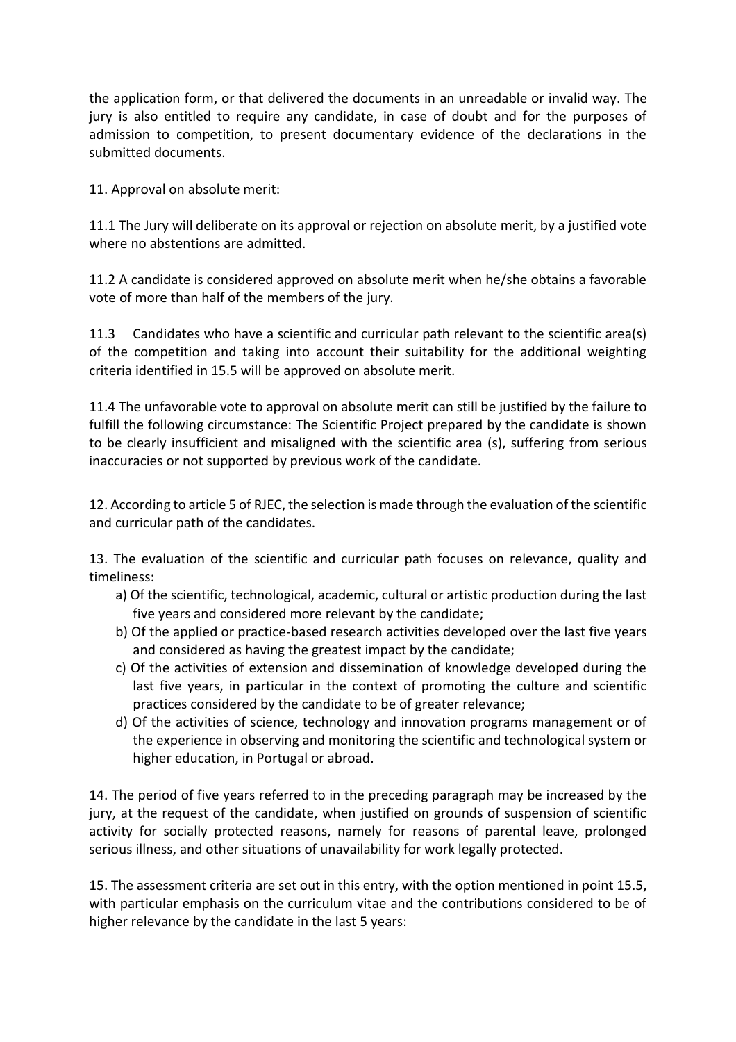the application form, or that delivered the documents in an unreadable or invalid way. The jury is also entitled to require any candidate, in case of doubt and for the purposes of admission to competition, to present documentary evidence of the declarations in the submitted documents.

11. Approval on absolute merit:

11.1 The Jury will deliberate on its approval or rejection on absolute merit, by a justified vote where no abstentions are admitted.

11.2 A candidate is considered approved on absolute merit when he/she obtains a favorable vote of more than half of the members of the jury.

11.3 Candidates who have a scientific and curricular path relevant to the scientific area(s) of the competition and taking into account their suitability for the additional weighting criteria identified in 15.5 will be approved on absolute merit.

11.4 The unfavorable vote to approval on absolute merit can still be justified by the failure to fulfill the following circumstance: The Scientific Project prepared by the candidate is shown to be clearly insufficient and misaligned with the scientific area (s), suffering from serious inaccuracies or not supported by previous work of the candidate.

12. According to article 5 of RJEC, the selection is made through the evaluation of the scientific and curricular path of the candidates.

13. The evaluation of the scientific and curricular path focuses on relevance, quality and timeliness:

a) Of the scientific, technological, academic, cultural or artistic production during the last five years and considered more relevant by the candidate;
b) Of the applied or practice-based research activities developed over the last five years and considered as having the greatest impact by the candidate;
c) Of the activities of extension and dissemination of knowledge developed during the last five years, in particular in the context of promoting the culture and scientific practices considered by the candidate to be of greater relevance;
d) Of the activities of science, technology and innovation programs management or of the experience in observing and monitoring the scientific and technological system or higher education, in Portugal or abroad.

14. The period of five years referred to in the preceding paragraph may be increased by the jury, at the request of the candidate, when justified on grounds of suspension of scientific activity for socially protected reasons, namely for reasons of parental leave, prolonged serious illness, and other situations of unavailability for work legally protected.

15. The assessment criteria are set out in this entry, with the option mentioned in point 15.5, with particular emphasis on the curriculum vitae and the contributions considered to be of higher relevance by the candidate in the last 5 years: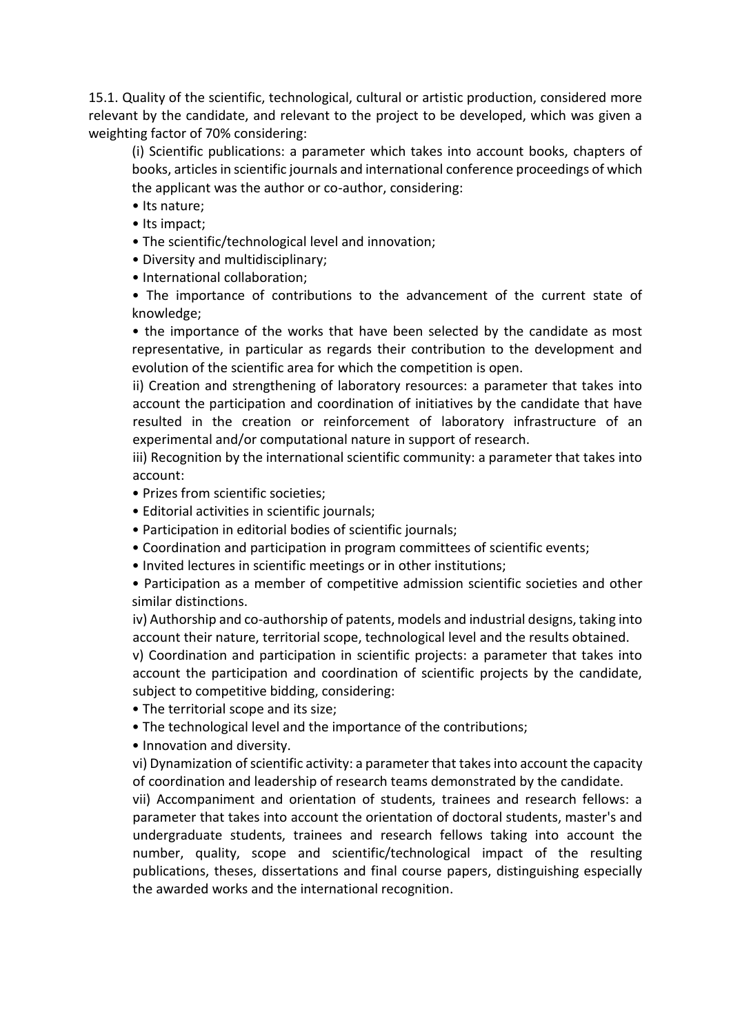15.1. Quality of the scientific, technological, cultural or artistic production, considered more relevant by the candidate, and relevant to the project to be developed, which was given a weighting factor of 70% considering:

(i) Scientific publications: a parameter which takes into account books, chapters of books, articles in scientific journals and international conference proceedings of which the applicant was the author or co-author, considering:

- Its nature;
- Its impact;
- The scientific/technological level and innovation;
- Diversity and multidisciplinary;
- International collaboration;
- The importance of contributions to the advancement of the current state of knowledge;
- the importance of the works that have been selected by the candidate as most representative, in particular as regards their contribution to the development and evolution of the scientific area for which the competition is open.

ii) Creation and strengthening of laboratory resources: a parameter that takes into account the participation and coordination of initiatives by the candidate that have resulted in the creation or reinforcement of laboratory infrastructure of an experimental and/or computational nature in support of research.

iii) Recognition by the international scientific community: a parameter that takes into account:

- Prizes from scientific societies;
- Editorial activities in scientific journals;
- Participation in editorial bodies of scientific journals;
- Coordination and participation in program committees of scientific events;
- Invited lectures in scientific meetings or in other institutions;
- Participation as a member of competitive admission scientific societies and other similar distinctions.

iv) Authorship and co-authorship of patents, models and industrial designs, taking into account their nature, territorial scope, technological level and the results obtained.

v) Coordination and participation in scientific projects: a parameter that takes into account the participation and coordination of scientific projects by the candidate, subject to competitive bidding, considering:

- The territorial scope and its size;
- The technological level and the importance of the contributions;
- Innovation and diversity.

vi) Dynamization of scientific activity: a parameter that takes into account the capacity of coordination and leadership of research teams demonstrated by the candidate.

vii) Accompaniment and orientation of students, trainees and research fellows: a parameter that takes into account the orientation of doctoral students, master's and undergraduate students, trainees and research fellows taking into account the number, quality, scope and scientific/technological impact of the resulting publications, theses, dissertations and final course papers, distinguishing especially the awarded works and the international recognition.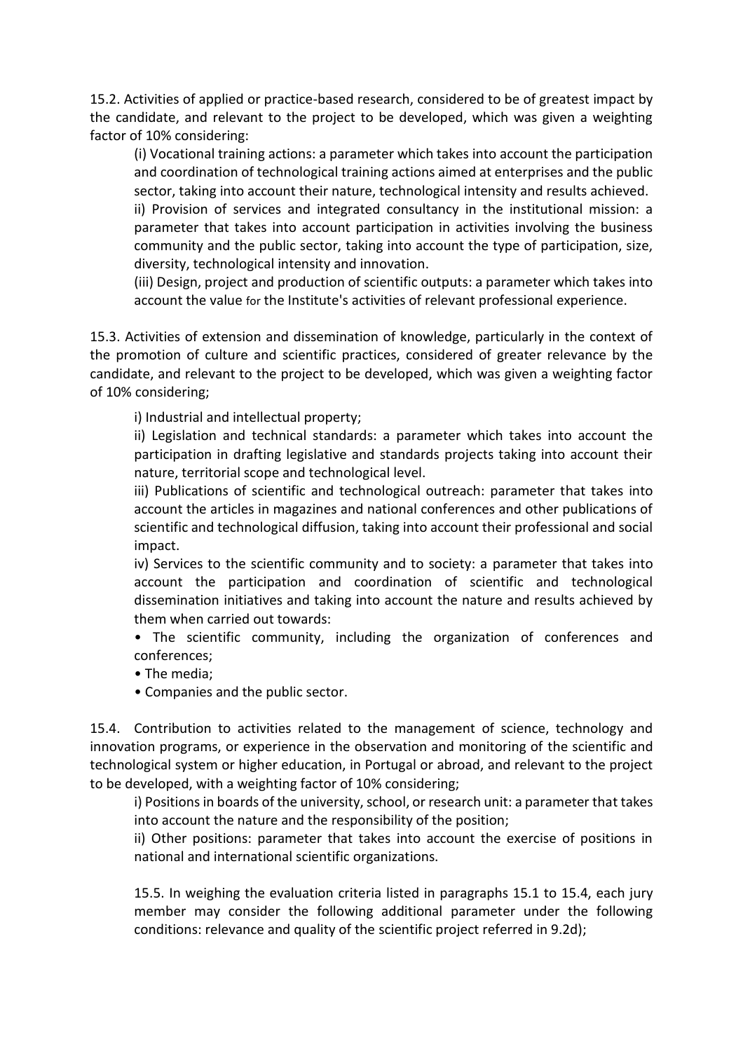15.2. Activities of applied or practice-based research, considered to be of greatest impact by the candidate, and relevant to the project to be developed, which was given a weighting factor of 10% considering:

(i) Vocational training actions: a parameter which takes into account the participation and coordination of technological training actions aimed at enterprises and the public sector, taking into account their nature, technological intensity and results achieved.

ii) Provision of services and integrated consultancy in the institutional mission: a parameter that takes into account participation in activities involving the business community and the public sector, taking into account the type of participation, size, diversity, technological intensity and innovation.

(iii) Design, project and production of scientific outputs: a parameter which takes into account the value for the Institute's activities of relevant professional experience.

15.3. Activities of extension and dissemination of knowledge, particularly in the context of the promotion of culture and scientific practices, considered of greater relevance by the candidate, and relevant to the project to be developed, which was given a weighting factor of 10% considering;

i) Industrial and intellectual property;

ii) Legislation and technical standards: a parameter which takes into account the participation in drafting legislative and standards projects taking into account their nature, territorial scope and technological level.

iii) Publications of scientific and technological outreach: parameter that takes into account the articles in magazines and national conferences and other publications of scientific and technological diffusion, taking into account their professional and social impact.

iv) Services to the scientific community and to society: a parameter that takes into account the participation and coordination of scientific and technological dissemination initiatives and taking into account the nature and results achieved by them when carried out towards:

- The scientific community, including the organization of conferences and conferences;
- The media;
- Companies and the public sector.

15.4. Contribution to activities related to the management of science, technology and innovation programs, or experience in the observation and monitoring of the scientific and technological system or higher education, in Portugal or abroad, and relevant to the project to be developed, with a weighting factor of 10% considering;

i) Positions in boards of the university, school, or research unit: a parameter that takes into account the nature and the responsibility of the position;

ii) Other positions: parameter that takes into account the exercise of positions in national and international scientific organizations.

15.5. In weighing the evaluation criteria listed in paragraphs 15.1 to 15.4, each jury member may consider the following additional parameter under the following conditions: relevance and quality of the scientific project referred in 9.2d);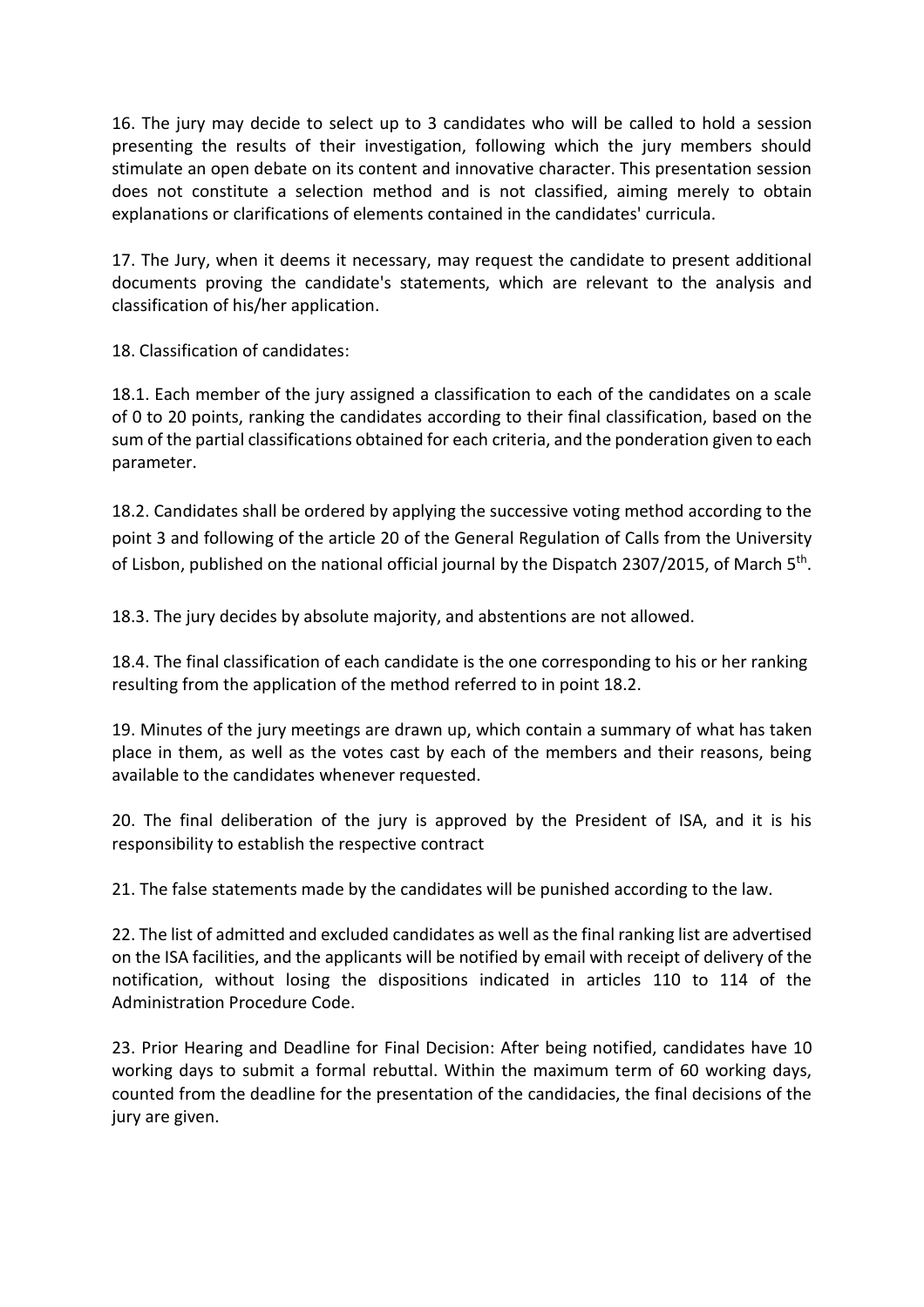16. The jury may decide to select up to 3 candidates who will be called to hold a session presenting the results of their investigation, following which the jury members should stimulate an open debate on its content and innovative character. This presentation session does not constitute a selection method and is not classified, aiming merely to obtain explanations or clarifications of elements contained in the candidates' curricula.

17. The Jury, when it deems it necessary, may request the candidate to present additional documents proving the candidate's statements, which are relevant to the analysis and classification of his/her application.

18. Classification of candidates:

18.1. Each member of the jury assigned a classification to each of the candidates on a scale of 0 to 20 points, ranking the candidates according to their final classification, based on the sum of the partial classifications obtained for each criteria, and the ponderation given to each parameter.

18.2. Candidates shall be ordered by applying the successive voting method according to the point 3 and following of the article 20 of the General Regulation of Calls from the University of Lisbon, published on the national official journal by the Dispatch 2307/2015, of March 5th.

18.3. The jury decides by absolute majority, and abstentions are not allowed.

18.4. The final classification of each candidate is the one corresponding to his or her ranking resulting from the application of the method referred to in point 18.2.

19. Minutes of the jury meetings are drawn up, which contain a summary of what has taken place in them, as well as the votes cast by each of the members and their reasons, being available to the candidates whenever requested.

20. The final deliberation of the jury is approved by the President of ISA, and it is his responsibility to establish the respective contract

21. The false statements made by the candidates will be punished according to the law.

22. The list of admitted and excluded candidates as well as the final ranking list are advertised on the ISA facilities, and the applicants will be notified by email with receipt of delivery of the notification, without losing the dispositions indicated in articles 110 to 114 of the Administration Procedure Code.

23. Prior Hearing and Deadline for Final Decision: After being notified, candidates have 10 working days to submit a formal rebuttal. Within the maximum term of 60 working days, counted from the deadline for the presentation of the candidacies, the final decisions of the jury are given.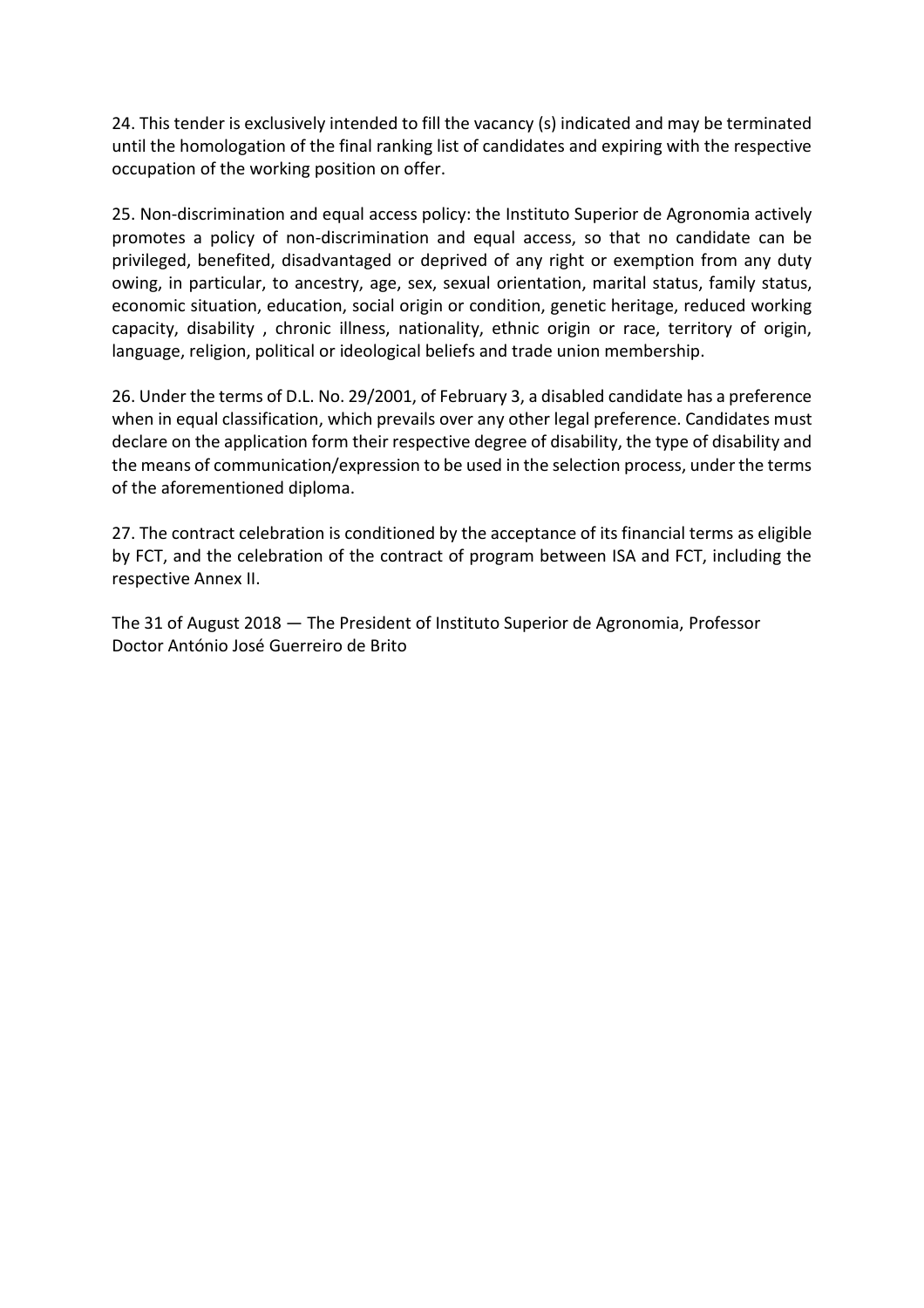24. This tender is exclusively intended to fill the vacancy (s) indicated and may be terminated until the homologation of the final ranking list of candidates and expiring with the respective occupation of the working position on offer.

25. Non-discrimination and equal access policy: the Instituto Superior de Agronomia actively promotes a policy of non-discrimination and equal access, so that no candidate can be privileged, benefited, disadvantaged or deprived of any right or exemption from any duty owing, in particular, to ancestry, age, sex, sexual orientation, marital status, family status, economic situation, education, social origin or condition, genetic heritage, reduced working capacity, disability , chronic illness, nationality, ethnic origin or race, territory of origin, language, religion, political or ideological beliefs and trade union membership.

26. Under the terms of D.L. No. 29/2001, of February 3, a disabled candidate has a preference when in equal classification, which prevails over any other legal preference. Candidates must declare on the application form their respective degree of disability, the type of disability and the means of communication/expression to be used in the selection process, under the terms of the aforementioned diploma.

27. The contract celebration is conditioned by the acceptance of its financial terms as eligible by FCT, and the celebration of the contract of program between ISA and FCT, including the respective Annex II.

The 31 of August 2018 — The President of Instituto Superior de Agronomia, Professor Doctor António José Guerreiro de Brito